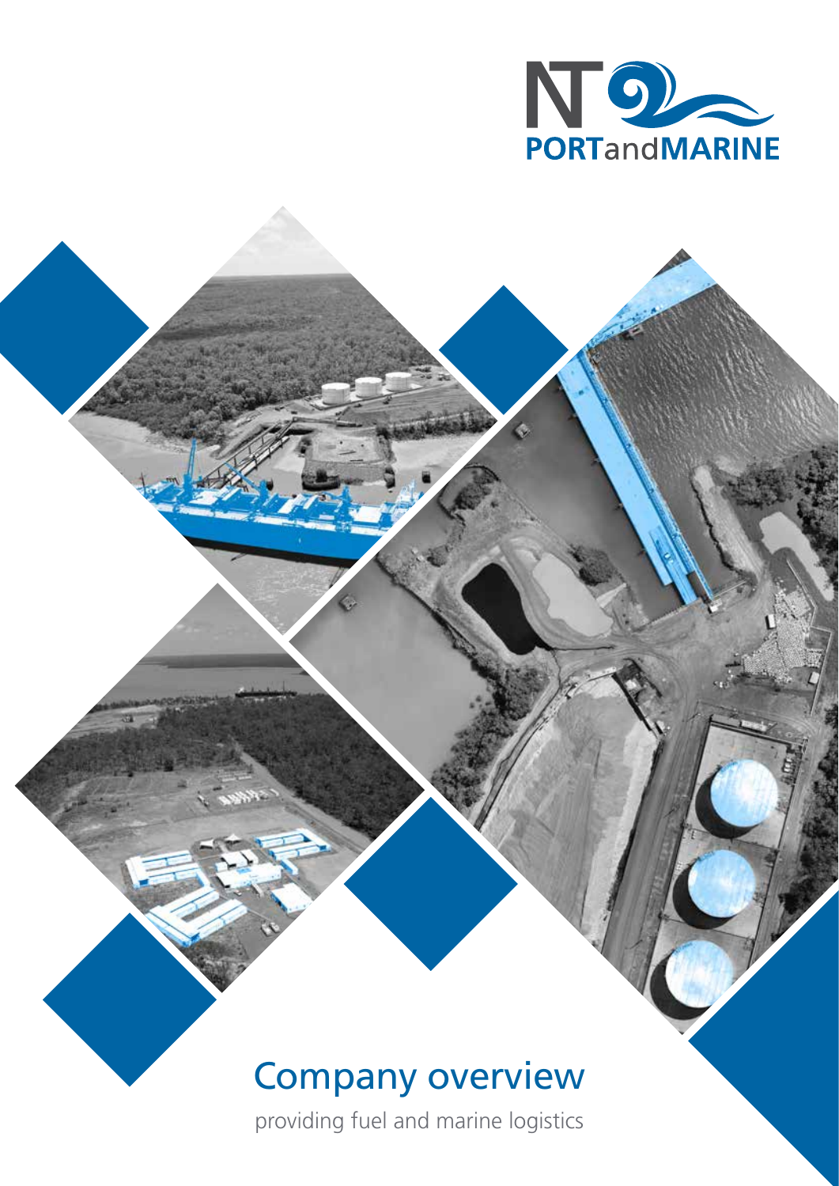NT PORTandMARINE

# Company overview

providing fuel and marine logistics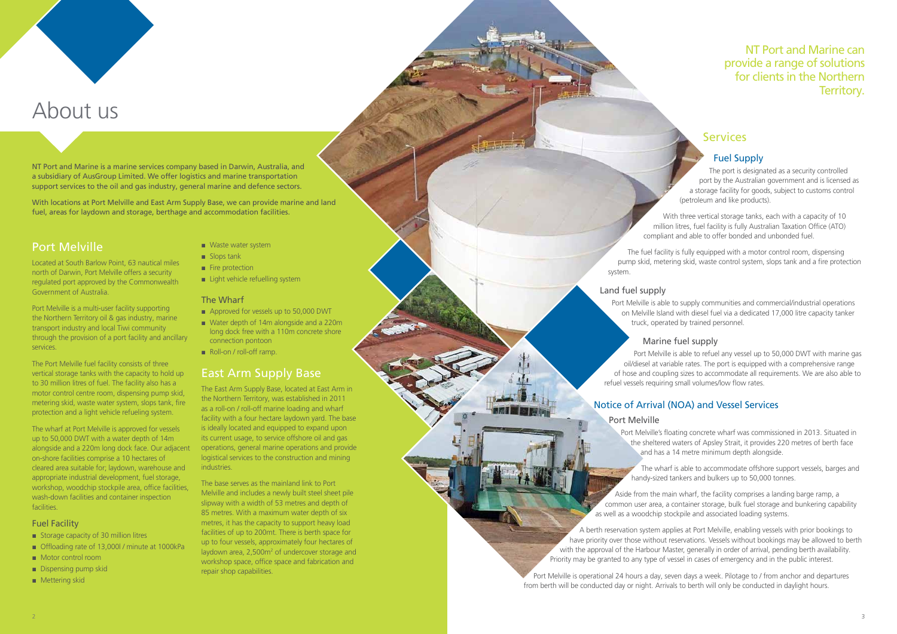# About us

NT Port and Marine is a marine services company based in Darwin, Australia, and a subsidiary of AusGroup Limited. We offer logistics and marine transportation support services to the oil and gas industry, general marine and defence sectors.

With locations at Port Melville and East Arm Supply Base, we can provide marine and land fuel, areas for laydown and storage, berthage and accommodation facilities.

## Port Melville

Located at South Barlow Point, 63 nautical miles north of Darwin, Port Melville offers a security regulated port approved by the Commonwealth Government of Australia.

Port Melville is a multi-user facility supporting the Northern Territory oil & gas industry, marine transport industry and local Tiwi community through the provision of a port facility and ancillary services.

The Port Melville fuel facility consists of three vertical storage tanks with the capacity to hold up to 30 million litres of fuel. The facility also has a motor control centre room, dispensing pump skid, metering skid, waste water system, slops tank, fire protection and a light vehicle refueling system.

The wharf at Port Melville is approved for vessels up to 50,000 DWT with a water depth of 14m alongside and a 220m long dock face. Our adjacent on-shore facilities comprise a 10 hectares of cleared area suitable for; laydown, warehouse and appropriate industrial development, fuel storage, workshop, woodchip stockpile area, office facilities, wash-down facilities and container inspection facilities.

### Fuel Facility

- Storage capacity of 30 million litres
- Offloading rate of 13,000l / minute at 1000kPa
- Motor control room
- Dispensing pump skid
- Mettering skid
- Waste water system
- Slops tank
- Fire protection
- Light vehicle refuelling system

### The Wharf

- Approved for vessels up to 50,000 DWT
- Water depth of 14m alongside and a 220m long dock free with a 110m concrete shore connection pontoon
- Roll-on / roll-off ramp.

## East Arm Supply Base

The East Arm Supply Base, located at East Arm in the Northern Territory, was established in 2011 as a roll-on / roll-off marine loading and wharf facility with a four hectare laydown yard. The base is ideally located and equipped to expand upon its current usage, to service offshore oil and gas operations, general marine operations and provide logistical services to the construction and mining industries.

The base serves as the mainland link to Port Melville and includes a newly built steel sheet pile slipway with a width of 53 metres and depth of 85 metres. With a maximum water depth of six metres, it has the capacity to support heavy load facilities of up to 200mt. There is berth space for up to four vessels, approximately four hectares of laydown area, 2,500m² of undercover storage and workshop space, office space and fabrication and repair shop capabilities.

NT Port and Marine can provide a range of solutions for clients in the Northern Territory.

## Services

### Fuel Supply

The port is designated as a security controlled port by the Australian government and is licensed as a storage facility for goods, subject to customs control (petroleum and like products).

With three vertical storage tanks, each with a capacity of 10 million litres, fuel facility is fully Australian Taxation Office (ATO) compliant and able to offer bonded and unbonded fuel.

The fuel facility is fully equipped with a motor control room, dispensing pump skid, metering skid, waste control system, slops tank and a fire protection system.

#### Land fuel supply

Port Melville is able to supply communities and commercial/industrial operations on Melville Island with diesel fuel via a dedicated 17,000 litre capacity tanker truck, operated by trained personnel.

#### Marine fuel supply

Port Melville is able to refuel any vessel up to 50,000 DWT with marine gas oil/diesel at variable rates. The port is equipped with a comprehensive range of hose and coupling sizes to accommodate all requirements. We are also able to refuel vessels requiring small volumes/low flow rates.

### Notice of Arrival (NOA) and Vessel Services

#### Port Melville

Port Melville's floating concrete wharf was commissioned in 2013. Situated in the sheltered waters of Apsley Strait, it provides 220 metres of berth face and has a 14 metre minimum depth alongside.

The wharf is able to accommodate offshore support vessels, barges and handy-sized tankers and bulkers up to 50,000 tonnes.

Aside from the main wharf, the facility comprises a landing barge ramp, a common user area, a container storage, bulk fuel storage and bunkering capability as well as a woodchip stockpile and associated loading systems.

A berth reservation system applies at Port Melville, enabling vessels with prior bookings to have priority over those without reservations. Vessels without bookings may be allowed to berth with the approval of the Harbour Master, generally in order of arrival, pending berth availability. Priority may be granted to any type of vessel in cases of emergency and in the public interest.

Port Melville is operational 24 hours a day, seven days a week. Pilotage to / from anchor and departures from berth will be conducted day or night. Arrivals to berth will only be conducted in daylight hours.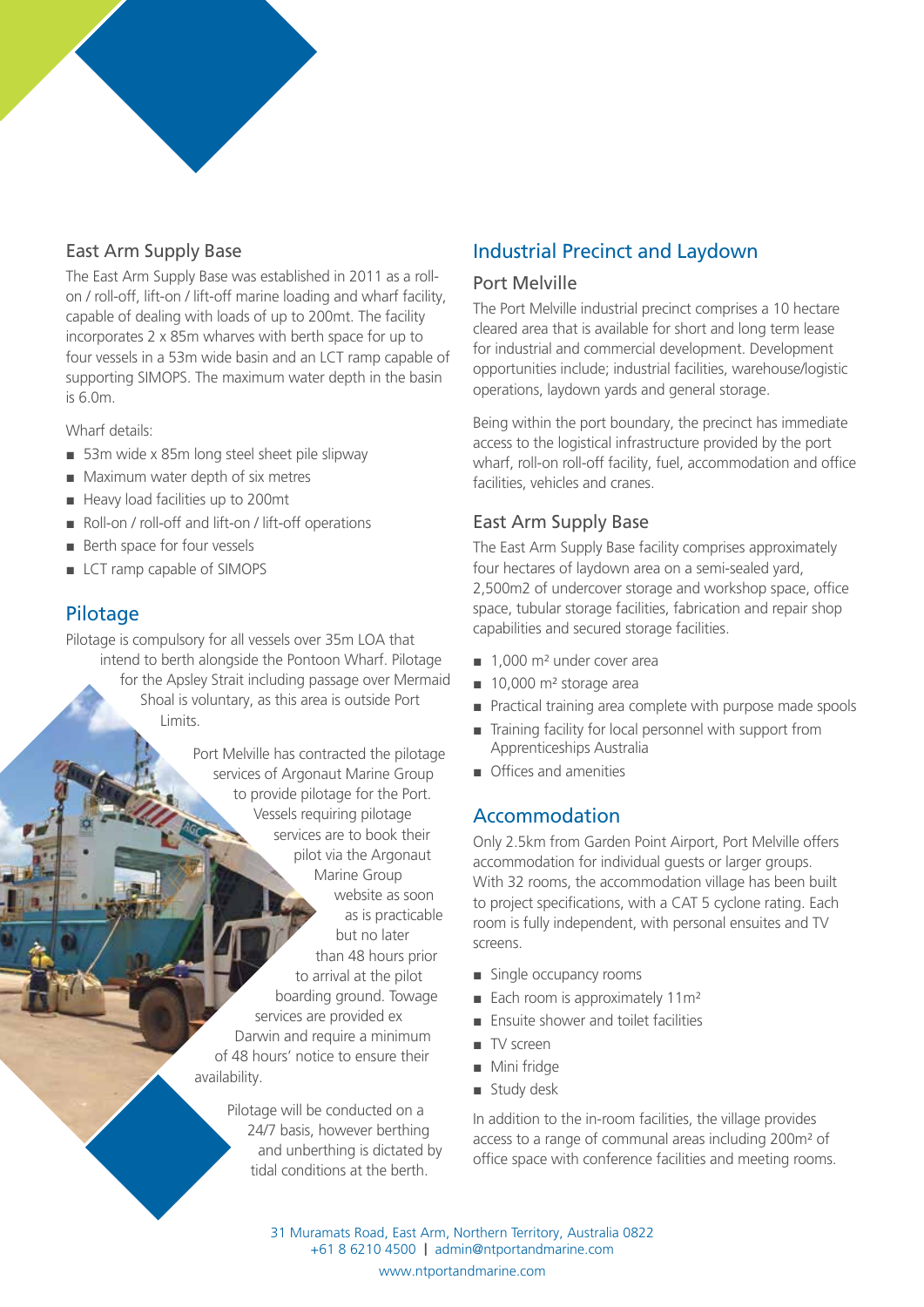### East Arm Supply Base

The East Arm Supply Base was established in 2011 as a roll-on / roll-off, lift-on / lift-off marine loading and wharf facility, capable of dealing with loads of up to 200mt. The facility incorporates 2 x 85m wharves with berth space for up to four vessels in a 53m wide basin and an LCT ramp capable of supporting SIMOPS. The maximum water depth in the basin is 6.0m.

Wharf details:

- 53m wide x 85m long steel sheet pile slipway
- Maximum water depth of six metres
- Heavy load facilities up to 200mt
- Roll-on / roll-off and lift-on / lift-off operations
- Berth space for four vessels
- LCT ramp capable of SIMOPS

## Pilotage

Pilotage is compulsory for all vessels over 35m LOA that intend to berth alongside the Pontoon Wharf. Pilotage for the Apsley Strait including passage over Mermaid Shoal is voluntary, as this area is outside Port Limits.

Port Melville has contracted the pilotage services of Argonaut Marine Group to provide pilotage for the Port. Vessels requiring pilotage services are to book their pilot via the Argonaut Marine Group website as soon as is practicable but no later than 48 hours prior to arrival at the pilot boarding ground. Towage services are provided ex Darwin and require a minimum of 48 hours' notice to ensure their availability.

Pilotage will be conducted on a 24/7 basis, however berthing and unberthing is dictated by tidal conditions at the berth.

## Industrial Precinct and Laydown

### Port Melville

The Port Melville industrial precinct comprises a 10 hectare cleared area that is available for short and long term lease for industrial and commercial development. Development opportunities include; industrial facilities, warehouse/logistic operations, laydown yards and general storage.

Being within the port boundary, the precinct has immediate access to the logistical infrastructure provided by the port wharf, roll-on roll-off facility, fuel, accommodation and office facilities, vehicles and cranes.

### East Arm Supply Base

The East Arm Supply Base facility comprises approximately four hectares of laydown area on a semi-sealed yard, 2,500m2 of undercover storage and workshop space, office space, tubular storage facilities, fabrication and repair shop capabilities and secured storage facilities.

- 1,000 m² under cover area
- 10,000 m² storage area
- Practical training area complete with purpose made spools
- Training facility for local personnel with support from Apprenticeships Australia
- Offices and amenities

## Accommodation

Only 2.5km from Garden Point Airport, Port Melville offers accommodation for individual guests or larger groups. With 32 rooms, the accommodation village has been built to project specifications, with a CAT 5 cyclone rating. Each room is fully independent, with personal ensuites and TV screens.

- Single occupancy rooms
- Each room is approximately 11m²
- Ensuite shower and toilet facilities
- TV screen
- Mini fridge
- Study desk

In addition to the in-room facilities, the village provides access to a range of communal areas including 200m² of office space with conference facilities and meeting rooms.

31 Muramats Road, East Arm, Northern Territory, Australia 0822
+61 8 6210 4500 | admin@ntportandmarine.com
www.ntportandmarine.com